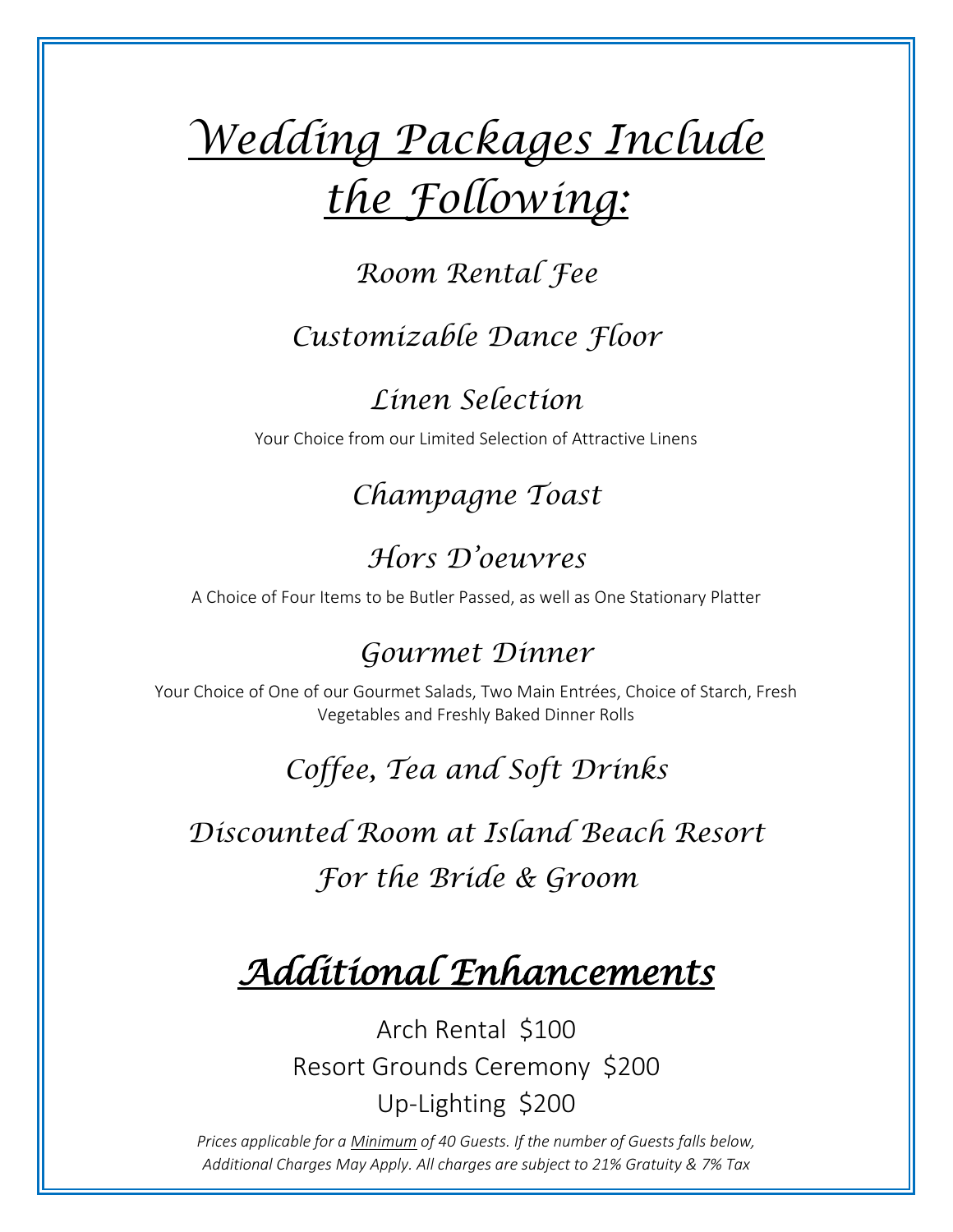# *Wedding Packages Include the Following:*

## *Room Rental Fee*

## *Customizable Dance Floor*

## *Linen Selection*

Your Choice from our Limited Selection of Attractive Linens

## *Champagne Toast*

## *Hors D'oeuvres*

A Choice of Four Items to be Butler Passed, as well as One Stationary Platter

## *Gourmet Dinner*

Your Choice of One of our Gourmet Salads, Two Main Entrées, Choice of Starch, Fresh Vegetables and Freshly Baked Dinner Rolls

## *Coffee, Tea and Soft Drinks*

## *Discounted Room at Island Beach Resort For the Bride & Groom*

# *Additional Enhancements*

Arch Rental  $100

Resort Grounds Ceremony  $200

Up-Lighting  $200

*Prices applicable for a Minimum of 40 Guests. If the number of Guests falls below, Additional Charges May Apply. All charges are subject to 21% Gratuity & 7% Tax*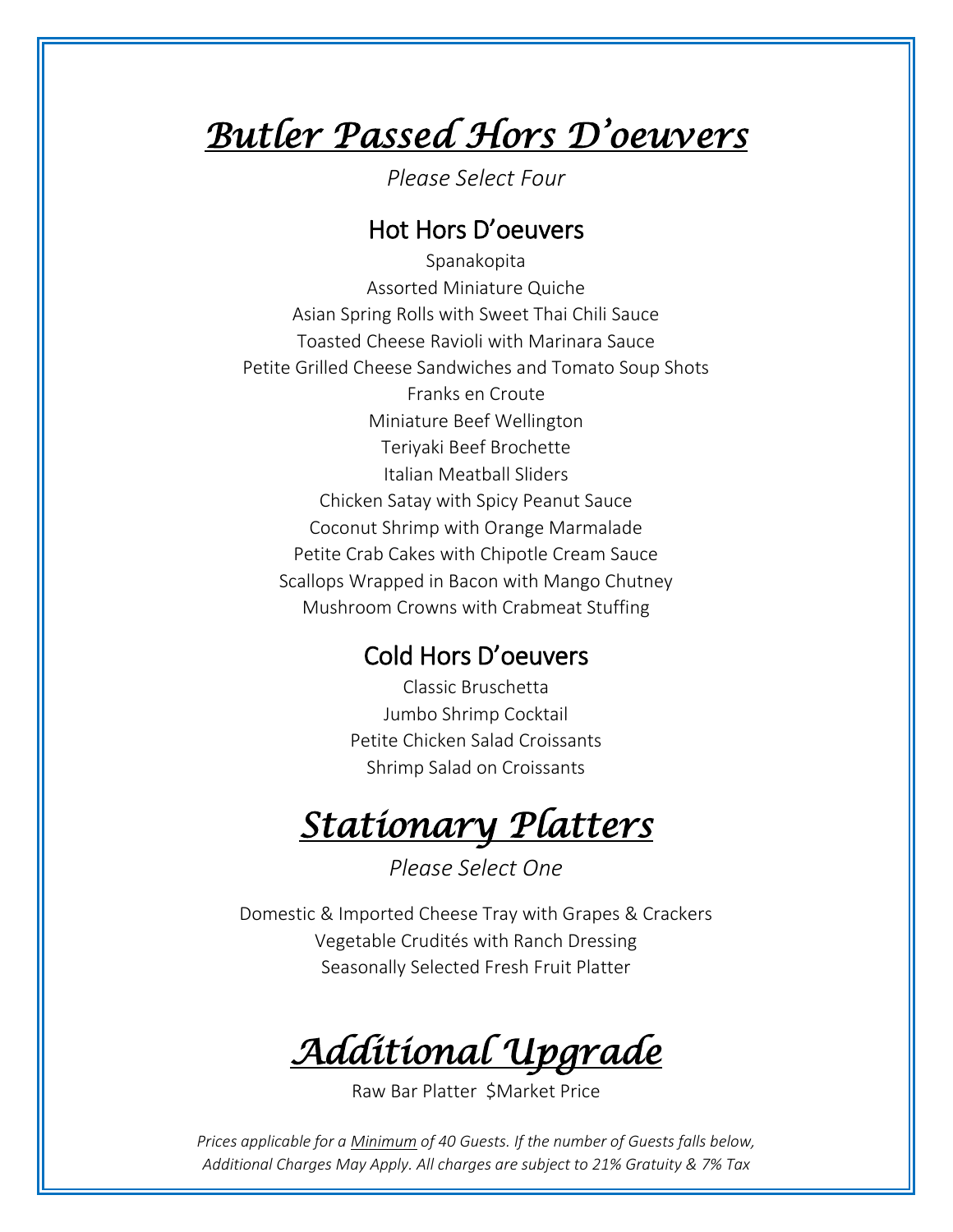# *Butler Passed Hors D'oeuvers*

*Please Select Four*

## Hot Hors D'oeuvers

Spanakopita
Assorted Miniature Quiche
Asian Spring Rolls with Sweet Thai Chili Sauce
Toasted Cheese Ravioli with Marinara Sauce
Petite Grilled Cheese Sandwiches and Tomato Soup Shots
Franks en Croute
Miniature Beef Wellington
Teriyaki Beef Brochette
Italian Meatball Sliders
Chicken Satay with Spicy Peanut Sauce
Coconut Shrimp with Orange Marmalade
Petite Crab Cakes with Chipotle Cream Sauce
Scallops Wrapped in Bacon with Mango Chutney
Mushroom Crowns with Crabmeat Stuffing

## Cold Hors D'oeuvers

Classic Bruschetta
Jumbo Shrimp Cocktail
Petite Chicken Salad Croissants
Shrimp Salad on Croissants

# *Stationary Platters*

*Please Select One*

Domestic & Imported Cheese Tray with Grapes & Crackers
Vegetable Crudités with Ranch Dressing
Seasonally Selected Fresh Fruit Platter

# *Additional Upgrade*

Raw Bar Platter $Market Price

*Prices applicable for a Minimum of 40 Guests. If the number of Guests falls below, Additional Charges May Apply. All charges are subject to 21% Gratuity & 7% Tax*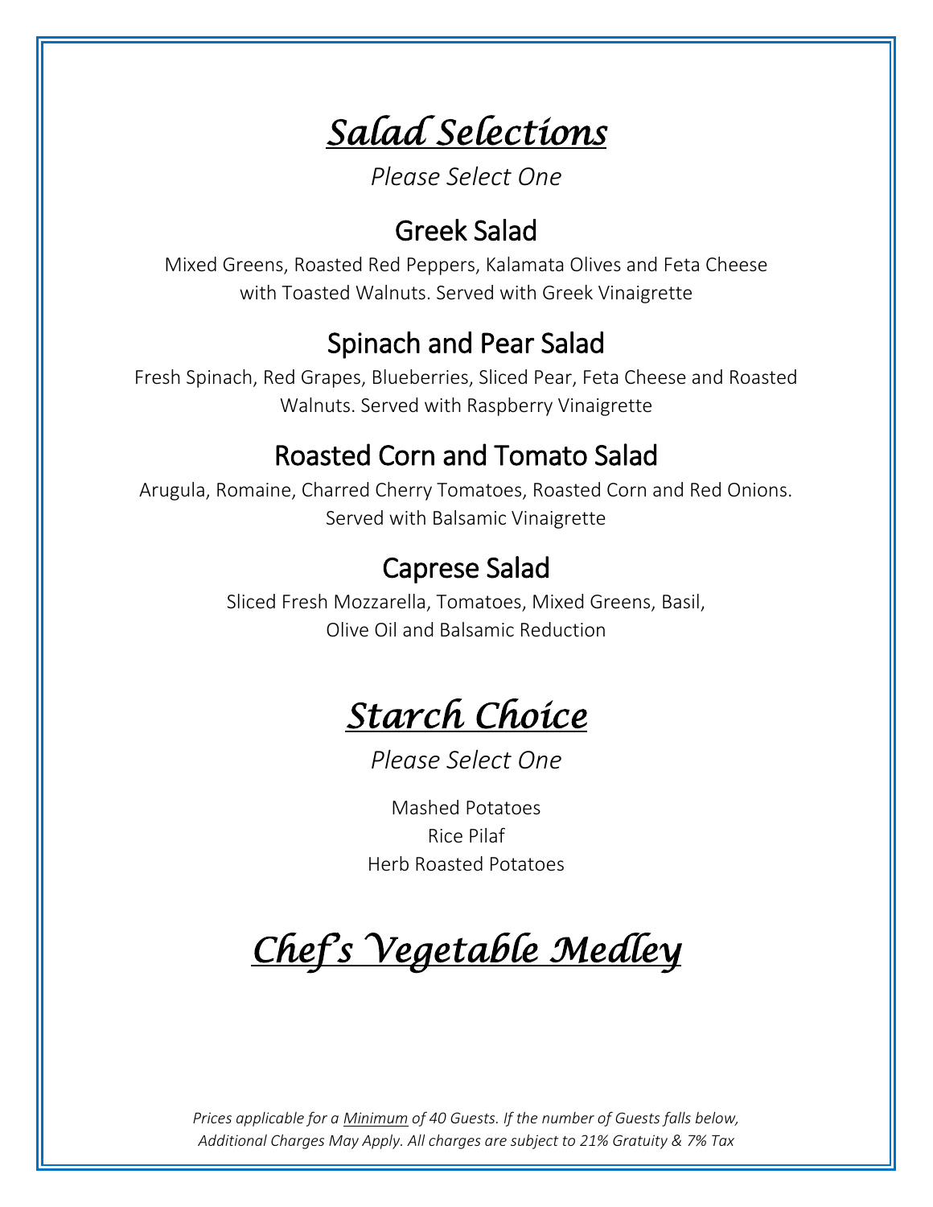# *Salad Selections*

*Please Select One*

## Greek Salad

Mixed Greens, Roasted Red Peppers, Kalamata Olives and Feta Cheese with Toasted Walnuts. Served with Greek Vinaigrette

## Spinach and Pear Salad

Fresh Spinach, Red Grapes, Blueberries, Sliced Pear, Feta Cheese and Roasted Walnuts. Served with Raspberry Vinaigrette

## Roasted Corn and Tomato Salad

Arugula, Romaine, Charred Cherry Tomatoes, Roasted Corn and Red Onions. Served with Balsamic Vinaigrette

## Caprese Salad

Sliced Fresh Mozzarella, Tomatoes, Mixed Greens, Basil, Olive Oil and Balsamic Reduction

# *Starch Choice*

*Please Select One*

Mashed Potatoes
Rice Pilaf
Herb Roasted Potatoes

# *Chef's Vegetable Medley*

*Prices applicable for a Minimum of 40 Guests. If the number of Guests falls below, Additional Charges May Apply. All charges are subject to 21% Gratuity & 7% Tax*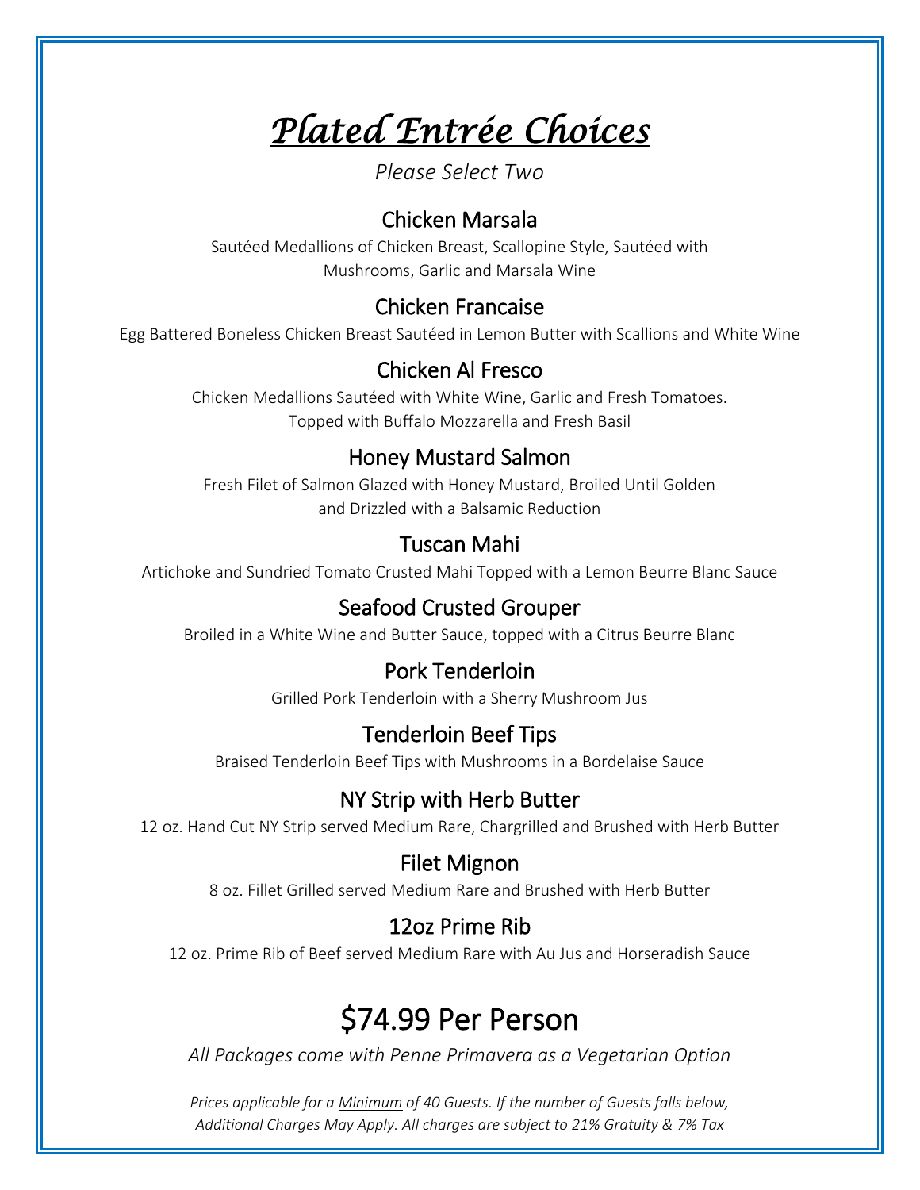# *Plated Entrée Choices*

*Please Select Two*

## Chicken Marsala

Sautéed Medallions of Chicken Breast, Scallopine Style, Sautéed with Mushrooms, Garlic and Marsala Wine

## Chicken Francaise

Egg Battered Boneless Chicken Breast Sautéed in Lemon Butter with Scallions and White Wine

## Chicken Al Fresco

Chicken Medallions Sautéed with White Wine, Garlic and Fresh Tomatoes. Topped with Buffalo Mozzarella and Fresh Basil

## Honey Mustard Salmon

Fresh Filet of Salmon Glazed with Honey Mustard, Broiled Until Golden and Drizzled with a Balsamic Reduction

## Tuscan Mahi

Artichoke and Sundried Tomato Crusted Mahi Topped with a Lemon Beurre Blanc Sauce

## Seafood Crusted Grouper

Broiled in a White Wine and Butter Sauce, topped with a Citrus Beurre Blanc

## Pork Tenderloin

Grilled Pork Tenderloin with a Sherry Mushroom Jus

## Tenderloin Beef Tips

Braised Tenderloin Beef Tips with Mushrooms in a Bordelaise Sauce

## NY Strip with Herb Butter

12 oz. Hand Cut NY Strip served Medium Rare, Chargrilled and Brushed with Herb Butter

## Filet Mignon

8 oz. Fillet Grilled served Medium Rare and Brushed with Herb Butter

## 12oz Prime Rib

12 oz. Prime Rib of Beef served Medium Rare with Au Jus and Horseradish Sauce

# $74.99 Per Person

*All Packages come with Penne Primavera as a Vegetarian Option*

*Prices applicable for a Minimum of 40 Guests. If the number of Guests falls below, Additional Charges May Apply. All charges are subject to 21% Gratuity & 7% Tax*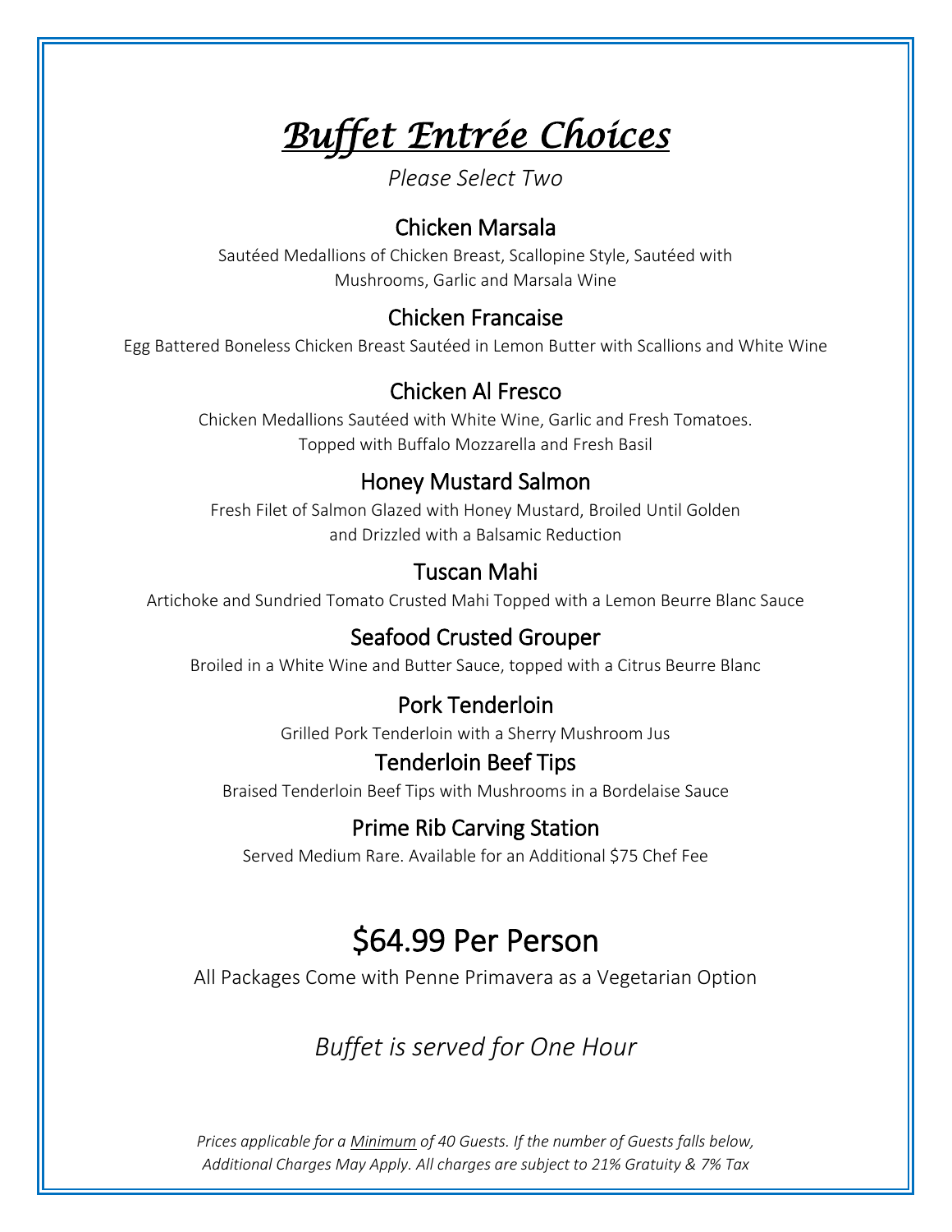# *Buffet Entrée Choices*

*Please Select Two*

## Chicken Marsala

Sautéed Medallions of Chicken Breast, Scallopine Style, Sautéed with Mushrooms, Garlic and Marsala Wine

## Chicken Francaise

Egg Battered Boneless Chicken Breast Sautéed in Lemon Butter with Scallions and White Wine

## Chicken Al Fresco

Chicken Medallions Sautéed with White Wine, Garlic and Fresh Tomatoes. Topped with Buffalo Mozzarella and Fresh Basil

## Honey Mustard Salmon

Fresh Filet of Salmon Glazed with Honey Mustard, Broiled Until Golden and Drizzled with a Balsamic Reduction

## Tuscan Mahi

Artichoke and Sundried Tomato Crusted Mahi Topped with a Lemon Beurre Blanc Sauce

## Seafood Crusted Grouper

Broiled in a White Wine and Butter Sauce, topped with a Citrus Beurre Blanc

## Pork Tenderloin

Grilled Pork Tenderloin with a Sherry Mushroom Jus

## Tenderloin Beef Tips

Braised Tenderloin Beef Tips with Mushrooms in a Bordelaise Sauce

## Prime Rib Carving Station

Served Medium Rare. Available for an Additional $75 Chef Fee

# $64.99 Per Person

All Packages Come with Penne Primavera as a Vegetarian Option

*Buffet is served for One Hour*

*Prices applicable for a Minimum of 40 Guests. If the number of Guests falls below, Additional Charges May Apply. All charges are subject to 21% Gratuity & 7% Tax*